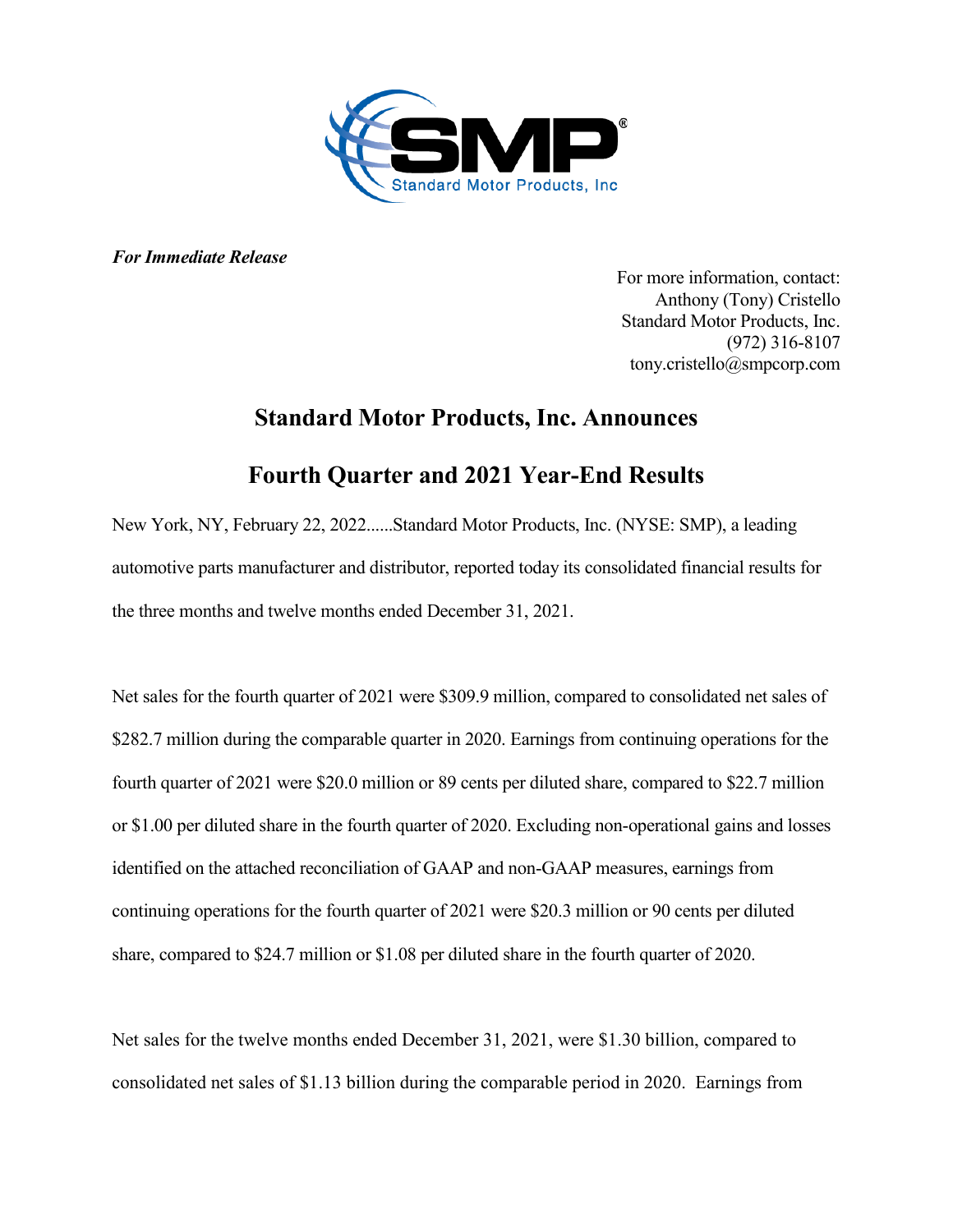*For Immediate Release*

For more information, contact:
Anthony (Tony) Cristello
Standard Motor Products, Inc.
(972) 316-8107
tony.cristello@smpcorp.com

# Standard Motor Products, Inc. Announces

# Fourth Quarter and 2021 Year-End Results

New York, NY, February 22, 2022......Standard Motor Products, Inc. (NYSE: SMP), a leading automotive parts manufacturer and distributor, reported today its consolidated financial results for the three months and twelve months ended December 31, 2021.

Net sales for the fourth quarter of 2021 were $309.9 million, compared to consolidated net sales of $282.7 million during the comparable quarter in 2020. Earnings from continuing operations for the fourth quarter of 2021 were $20.0 million or 89 cents per diluted share, compared to $22.7 million or $1.00 per diluted share in the fourth quarter of 2020. Excluding non-operational gains and losses identified on the attached reconciliation of GAAP and non-GAAP measures, earnings from continuing operations for the fourth quarter of 2021 were $20.3 million or 90 cents per diluted share, compared to $24.7 million or $1.08 per diluted share in the fourth quarter of 2020.

Net sales for the twelve months ended December 31, 2021, were $1.30 billion, compared to consolidated net sales of $1.13 billion during the comparable period in 2020. Earnings from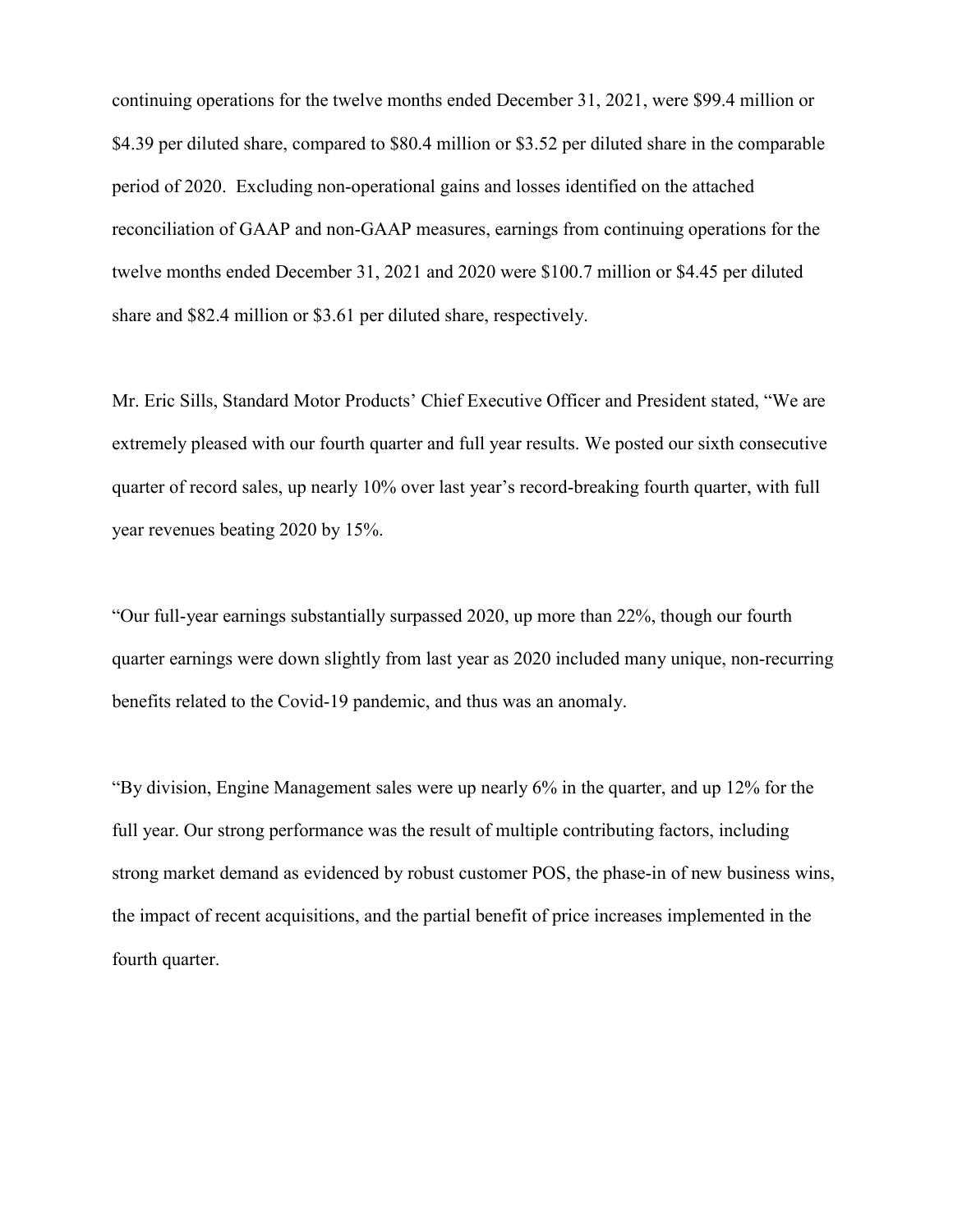continuing operations for the twelve months ended December 31, 2021, were $99.4 million or $4.39 per diluted share, compared to $80.4 million or $3.52 per diluted share in the comparable period of 2020. Excluding non-operational gains and losses identified on the attached reconciliation of GAAP and non-GAAP measures, earnings from continuing operations for the twelve months ended December 31, 2021 and 2020 were $100.7 million or $4.45 per diluted share and $82.4 million or $3.61 per diluted share, respectively.

Mr. Eric Sills, Standard Motor Products' Chief Executive Officer and President stated, "We are extremely pleased with our fourth quarter and full year results. We posted our sixth consecutive quarter of record sales, up nearly 10% over last year's record-breaking fourth quarter, with full year revenues beating 2020 by 15%.

"Our full-year earnings substantially surpassed 2020, up more than 22%, though our fourth quarter earnings were down slightly from last year as 2020 included many unique, non-recurring benefits related to the Covid-19 pandemic, and thus was an anomaly.

"By division, Engine Management sales were up nearly 6% in the quarter, and up 12% for the full year. Our strong performance was the result of multiple contributing factors, including strong market demand as evidenced by robust customer POS, the phase-in of new business wins, the impact of recent acquisitions, and the partial benefit of price increases implemented in the fourth quarter.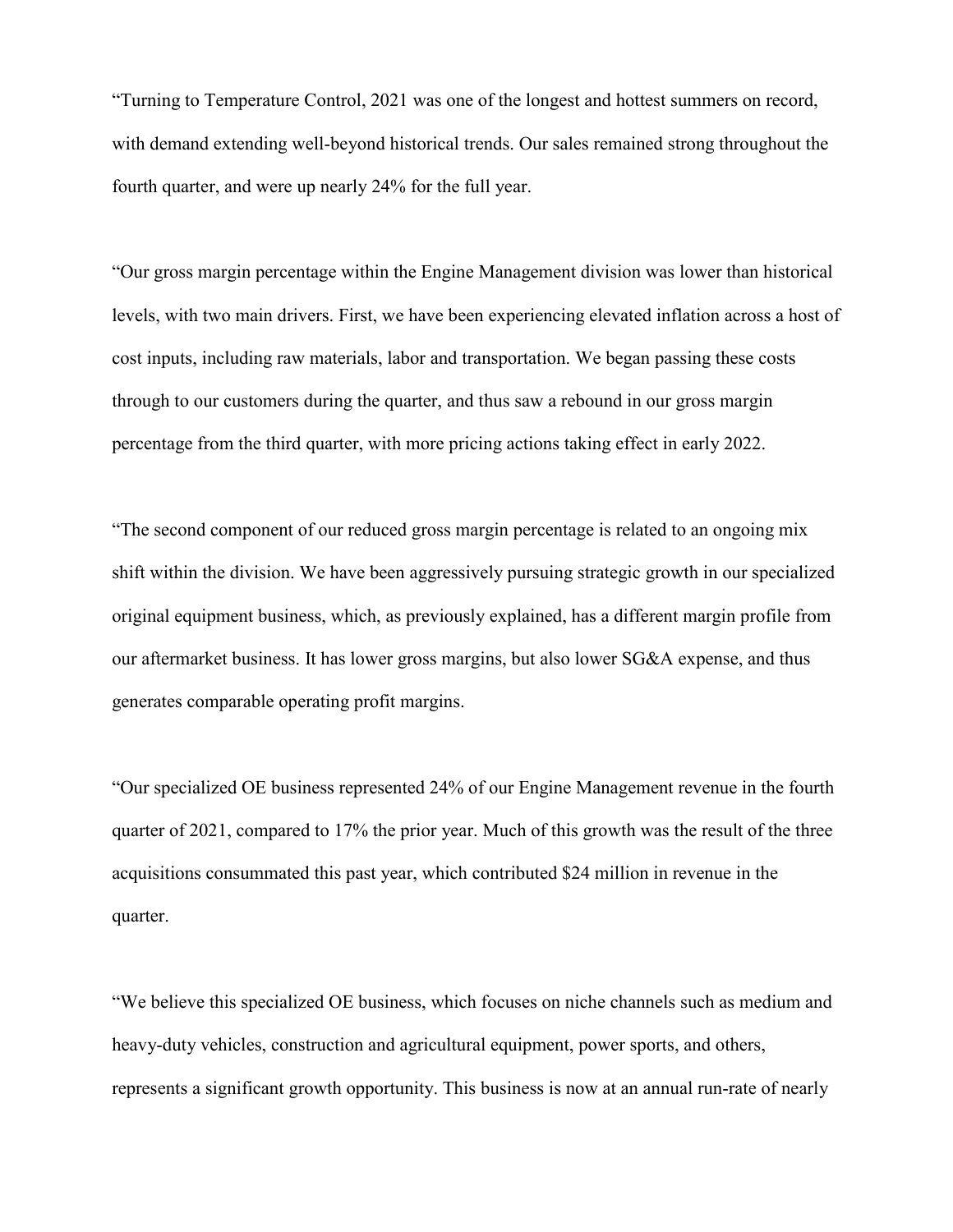“Turning to Temperature Control, 2021 was one of the longest and hottest summers on record, with demand extending well-beyond historical trends. Our sales remained strong throughout the fourth quarter, and were up nearly 24% for the full year.

“Our gross margin percentage within the Engine Management division was lower than historical levels, with two main drivers. First, we have been experiencing elevated inflation across a host of cost inputs, including raw materials, labor and transportation. We began passing these costs through to our customers during the quarter, and thus saw a rebound in our gross margin percentage from the third quarter, with more pricing actions taking effect in early 2022.

“The second component of our reduced gross margin percentage is related to an ongoing mix shift within the division. We have been aggressively pursuing strategic growth in our specialized original equipment business, which, as previously explained, has a different margin profile from our aftermarket business. It has lower gross margins, but also lower SG&A expense, and thus generates comparable operating profit margins.

“Our specialized OE business represented 24% of our Engine Management revenue in the fourth quarter of 2021, compared to 17% the prior year. Much of this growth was the result of the three acquisitions consummated this past year, which contributed $24 million in revenue in the quarter.

“We believe this specialized OE business, which focuses on niche channels such as medium and heavy-duty vehicles, construction and agricultural equipment, power sports, and others, represents a significant growth opportunity. This business is now at an annual run-rate of nearly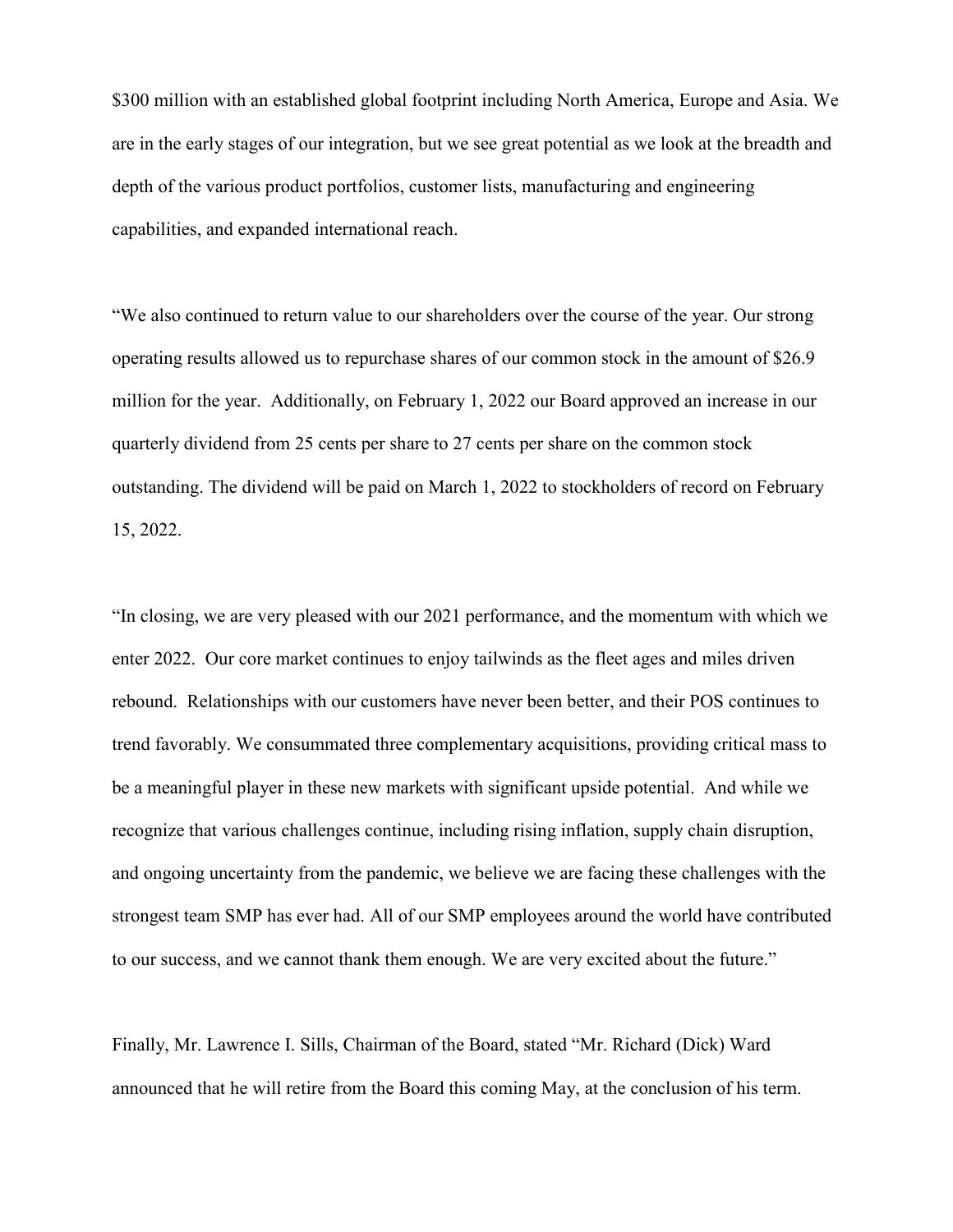$300 million with an established global footprint including North America, Europe and Asia. We are in the early stages of our integration, but we see great potential as we look at the breadth and depth of the various product portfolios, customer lists, manufacturing and engineering capabilities, and expanded international reach.

"We also continued to return value to our shareholders over the course of the year. Our strong operating results allowed us to repurchase shares of our common stock in the amount of $26.9 million for the year. Additionally, on February 1, 2022 our Board approved an increase in our quarterly dividend from 25 cents per share to 27 cents per share on the common stock outstanding. The dividend will be paid on March 1, 2022 to stockholders of record on February 15, 2022.

"In closing, we are very pleased with our 2021 performance, and the momentum with which we enter 2022. Our core market continues to enjoy tailwinds as the fleet ages and miles driven rebound. Relationships with our customers have never been better, and their POS continues to trend favorably. We consummated three complementary acquisitions, providing critical mass to be a meaningful player in these new markets with significant upside potential. And while we recognize that various challenges continue, including rising inflation, supply chain disruption, and ongoing uncertainty from the pandemic, we believe we are facing these challenges with the strongest team SMP has ever had. All of our SMP employees around the world have contributed to our success, and we cannot thank them enough. We are very excited about the future."

Finally, Mr. Lawrence I. Sills, Chairman of the Board, stated "Mr. Richard (Dick) Ward announced that he will retire from the Board this coming May, at the conclusion of his term.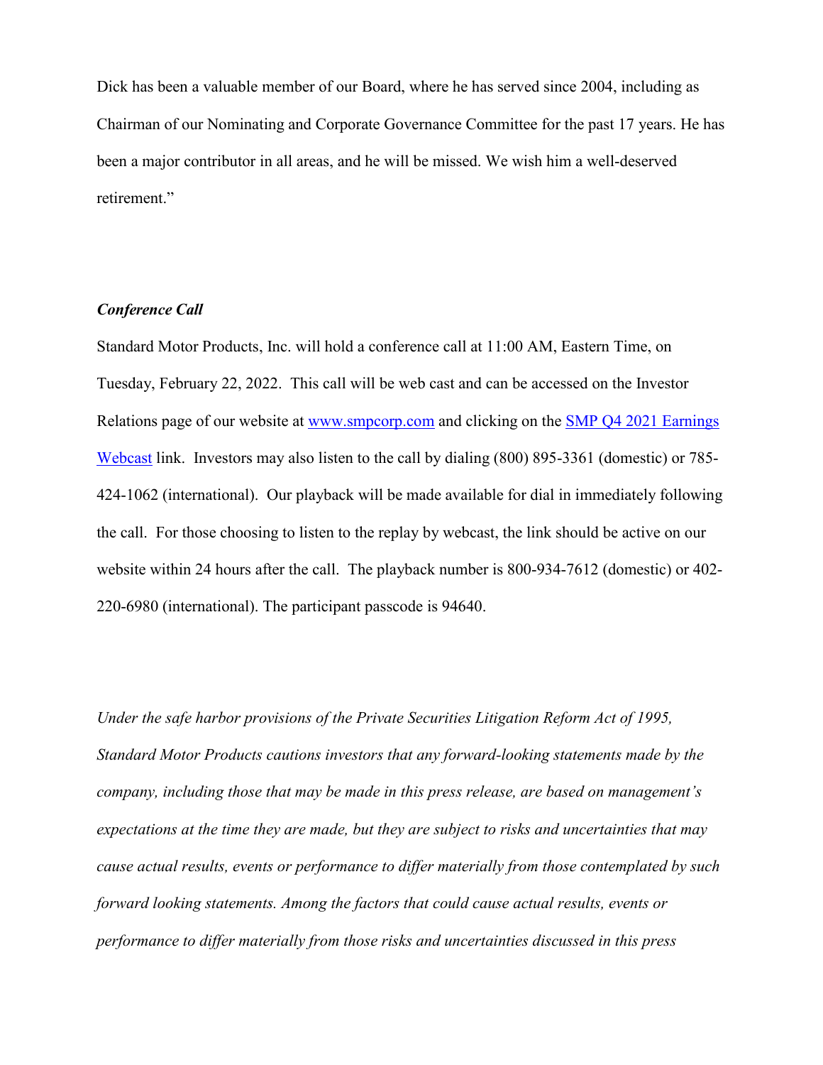Dick has been a valuable member of our Board, where he has served since 2004, including as Chairman of our Nominating and Corporate Governance Committee for the past 17 years. He has been a major contributor in all areas, and he will be missed. We wish him a well-deserved retirement."

***Conference Call***

Standard Motor Products, Inc. will hold a conference call at 11:00 AM, Eastern Time, on Tuesday, February 22, 2022. This call will be web cast and can be accessed on the Investor Relations page of our website at [www.smpcorp.com](www.smpcorp.com) and clicking on the [SMP Q4 2021 Earnings Webcast]() link. Investors may also listen to the call by dialing (800) 895-3361 (domestic) or 785-424-1062 (international). Our playback will be made available for dial in immediately following the call. For those choosing to listen to the replay by webcast, the link should be active on our website within 24 hours after the call. The playback number is 800-934-7612 (domestic) or 402-220-6980 (international). The participant passcode is 94640.

*Under the safe harbor provisions of the Private Securities Litigation Reform Act of 1995, Standard Motor Products cautions investors that any forward-looking statements made by the company, including those that may be made in this press release, are based on management's expectations at the time they are made, but they are subject to risks and uncertainties that may cause actual results, events or performance to differ materially from those contemplated by such forward looking statements. Among the factors that could cause actual results, events or performance to differ materially from those risks and uncertainties discussed in this press*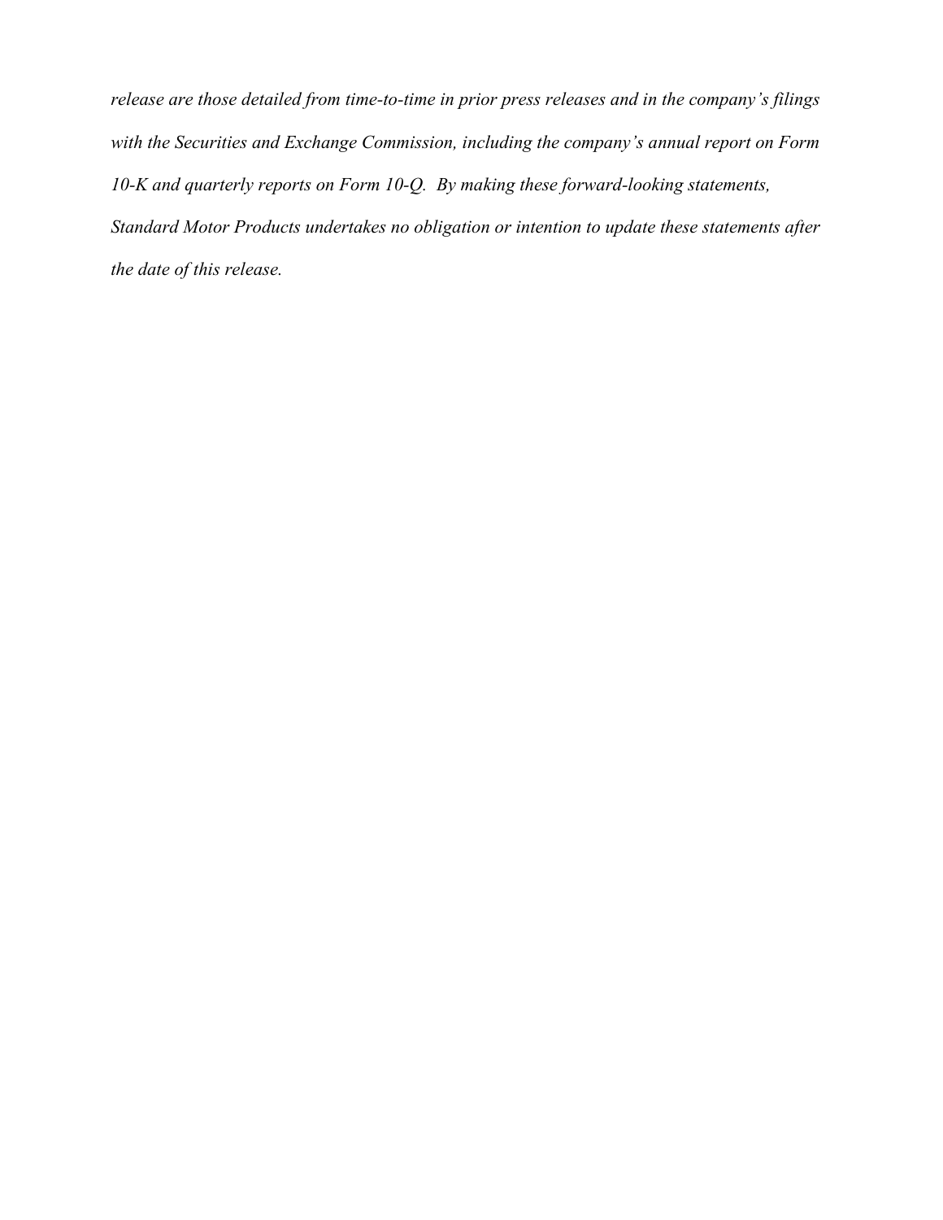*release are those detailed from time-to-time in prior press releases and in the company's filings with the Securities and Exchange Commission, including the company's annual report on Form 10-K and quarterly reports on Form 10-Q. By making these forward-looking statements, Standard Motor Products undertakes no obligation or intention to update these statements after the date of this release.*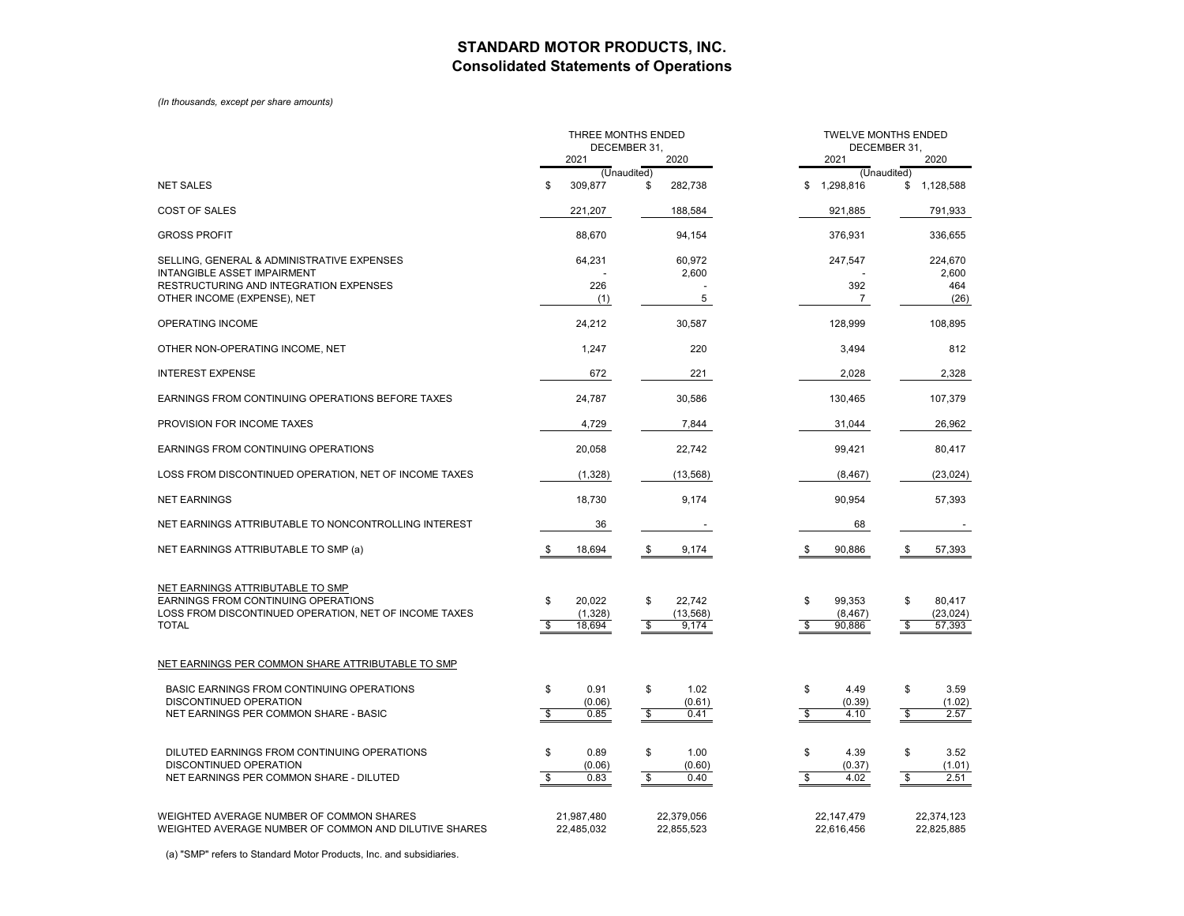# STANDARD MOTOR PRODUCTS, INC.
## Consolidated Statements of Operations

*(In thousands, except per share amounts)*

| | THREE MONTHS ENDED DECEMBER 31, | | TWELVE MONTHS ENDED DECEMBER 31, | |
|---|---|---|---|---|
| | 2021 | 2020 | 2021 | 2020 |
| | (Unaudited) | | (Unaudited) | |
| NET SALES | $ 309,877 | $ 282,738 | $ 1,298,816 | $ 1,128,588 |
| COST OF SALES | 221,207 | 188,584 | 921,885 | 791,933 |
| GROSS PROFIT | 88,670 | 94,154 | 376,931 | 336,655 |
| SELLING, GENERAL & ADMINISTRATIVE EXPENSES | 64,231 | 60,972 | 247,547 | 224,670 |
| INTANGIBLE ASSET IMPAIRMENT | - | 2,600 | - | 2,600 |
| RESTRUCTURING AND INTEGRATION EXPENSES | 226 | - | 392 | 464 |
| OTHER INCOME (EXPENSE), NET | (1) | 5 | 7 | (26) |
| OPERATING INCOME | 24,212 | 30,587 | 128,999 | 108,895 |
| OTHER NON-OPERATING INCOME, NET | 1,247 | 220 | 3,494 | 812 |
| INTEREST EXPENSE | 672 | 221 | 2,028 | 2,328 |
| EARNINGS FROM CONTINUING OPERATIONS BEFORE TAXES | 24,787 | 30,586 | 130,465 | 107,379 |
| PROVISION FOR INCOME TAXES | 4,729 | 7,844 | 31,044 | 26,962 |
| EARNINGS FROM CONTINUING OPERATIONS | 20,058 | 22,742 | 99,421 | 80,417 |
| LOSS FROM DISCONTINUED OPERATION, NET OF INCOME TAXES | (1,328) | (13,568) | (8,467) | (23,024) |
| NET EARNINGS | 18,730 | 9,174 | 90,954 | 57,393 |
| NET EARNINGS ATTRIBUTABLE TO NONCONTROLLING INTEREST | 36 | - | 68 | - |
| NET EARNINGS ATTRIBUTABLE TO SMP (a) | $ 18,694 | $ 9,174 | $ 90,886 | $ 57,393 |
| NET EARNINGS ATTRIBUTABLE TO SMP | | | | |
| EARNINGS FROM CONTINUING OPERATIONS | $ 20,022 | $ 22,742 | $ 99,353 | $ 80,417 |
| LOSS FROM DISCONTINUED OPERATION, NET OF INCOME TAXES | (1,328) | (13,568) | (8,467) | (23,024) |
| TOTAL | $ 18,694 | $ 9,174 | $ 90,886 | $ 57,393 |
| NET EARNINGS PER COMMON SHARE ATTRIBUTABLE TO SMP | | | | |
| BASIC EARNINGS FROM CONTINUING OPERATIONS | $ 0.91 | $ 1.02 | $ 4.49 | $ 3.59 |
| DISCONTINUED OPERATION | (0.06) | (0.61) | (0.39) | (1.02) |
| NET EARNINGS PER COMMON SHARE - BASIC | $ 0.85 | $ 0.41 | $ 4.10 | $ 2.57 |
| DILUTED EARNINGS FROM CONTINUING OPERATIONS | $ 0.89 | $ 1.00 | $ 4.39 | $ 3.52 |
| DISCONTINUED OPERATION | (0.06) | (0.60) | (0.37) | (1.01) |
| NET EARNINGS PER COMMON SHARE - DILUTED | $ 0.83 | $ 0.40 | $ 4.02 | $ 2.51 |
| WEIGHTED AVERAGE NUMBER OF COMMON SHARES | 21,987,480 | 22,379,056 | 22,147,479 | 22,374,123 |
| WEIGHTED AVERAGE NUMBER OF COMMON AND DILUTIVE SHARES | 22,485,032 | 22,855,523 | 22,616,456 | 22,825,885 |

(a) "SMP" refers to Standard Motor Products, Inc. and subsidiaries.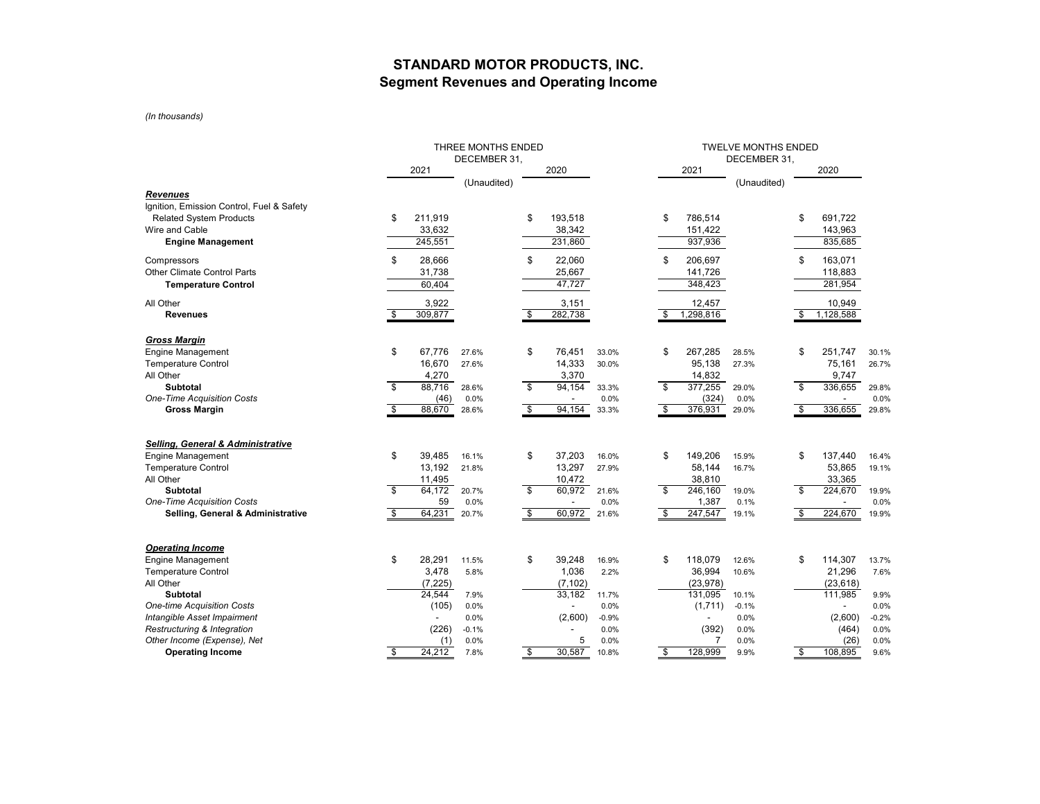# STANDARD MOTOR PRODUCTS, INC.
## Segment Revenues and Operating Income

*(In thousands)*

| | THREE MONTHS ENDED DECEMBER 31, | | | | TWELVE MONTHS ENDED DECEMBER 31, | | | |
|---|---|---|---|---|---|---|---|---|
| | 2021 | | 2020 | | 2021 | | 2020 | |
| | (Unaudited) | | | | (Unaudited) | | | |
| ***Revenues*** | | | | | | | | |
| Ignition, Emission Control, Fuel & Safety Related System Products | $ 211,919 | | $ 193,518 | | $ 786,514 | | $ 691,722 | |
| Wire and Cable | 33,632 | | 38,342 | | 151,422 | | 143,963 | |
| **Engine Management** | 245,551 | | 231,860 | | 937,936 | | 835,685 | |
| Compressors | $ 28,666 | | $ 22,060 | | $ 206,697 | | $ 163,071 | |
| Other Climate Control Parts | 31,738 | | 25,667 | | 141,726 | | 118,883 | |
| **Temperature Control** | 60,404 | | 47,727 | | 348,423 | | 281,954 | |
| All Other | 3,922 | | 3,151 | | 12,457 | | 10,949 | |
| **Revenues** | $ 309,877 | | $ 282,738 | | $ 1,298,816 | | $ 1,128,588 | |
| ***Gross Margin*** | | | | | | | | |
| Engine Management | $ 67,776 | 27.6% | $ 76,451 | 33.0% | $ 267,285 | 28.5% | $ 251,747 | 30.1% |
| Temperature Control | 16,670 | 27.6% | 14,333 | 30.0% | 95,138 | 27.3% | 75,161 | 26.7% |
| All Other | 4,270 | | 3,370 | | 14,832 | | 9,747 | |
| **Subtotal** | $ 88,716 | 28.6% | $ 94,154 | 33.3% | $ 377,255 | 29.0% | $ 336,655 | 29.8% |
| *One-Time Acquisition Costs* | (46) | 0.0% | - | 0.0% | (324) | 0.0% | - | 0.0% |
| **Gross Margin** | $ 88,670 | 28.6% | $ 94,154 | 33.3% | $ 376,931 | 29.0% | $ 336,655 | 29.8% |
| ***Selling, General & Administrative*** | | | | | | | | |
| Engine Management | $ 39,485 | 16.1% | $ 37,203 | 16.0% | $ 149,206 | 15.9% | $ 137,440 | 16.4% |
| Temperature Control | 13,192 | 21.8% | 13,297 | 27.9% | 58,144 | 16.7% | 53,865 | 19.1% |
| All Other | 11,495 | | 10,472 | | 38,810 | | 33,365 | |
| **Subtotal** | $ 64,172 | 20.7% | $ 60,972 | 21.6% | $ 246,160 | 19.0% | $ 224,670 | 19.9% |
| *One-Time Acquisition Costs* | 59 | 0.0% | - | 0.0% | 1,387 | 0.1% | - | 0.0% |
| **Selling, General & Administrative** | $ 64,231 | 20.7% | $ 60,972 | 21.6% | $ 247,547 | 19.1% | $ 224,670 | 19.9% |
| ***Operating Income*** | | | | | | | | |
| Engine Management | $ 28,291 | 11.5% | $ 39,248 | 16.9% | $ 118,079 | 12.6% | $ 114,307 | 13.7% |
| Temperature Control | 3,478 | 5.8% | 1,036 | 2.2% | 36,994 | 10.6% | 21,296 | 7.6% |
| All Other | (7,225) | | (7,102) | | (23,978) | | (23,618) | |
| **Subtotal** | 24,544 | 7.9% | 33,182 | 11.7% | 131,095 | 10.1% | 111,985 | 9.9% |
| *One-time Acquisition Costs* | (105) | 0.0% | - | 0.0% | (1,711) | -0.1% | - | 0.0% |
| *Intangible Asset Impairment* | - | 0.0% | (2,600) | -0.9% | - | 0.0% | (2,600) | -0.2% |
| *Restructuring & Integration* | (226) | -0.1% | - | 0.0% | (392) | 0.0% | (464) | 0.0% |
| *Other Income (Expense), Net* | (1) | 0.0% | 5 | 0.0% | 7 | 0.0% | (26) | 0.0% |
| **Operating Income** | $ 24,212 | 7.8% | $ 30,587 | 10.8% | $ 128,999 | 9.9% | $ 108,895 | 9.6% |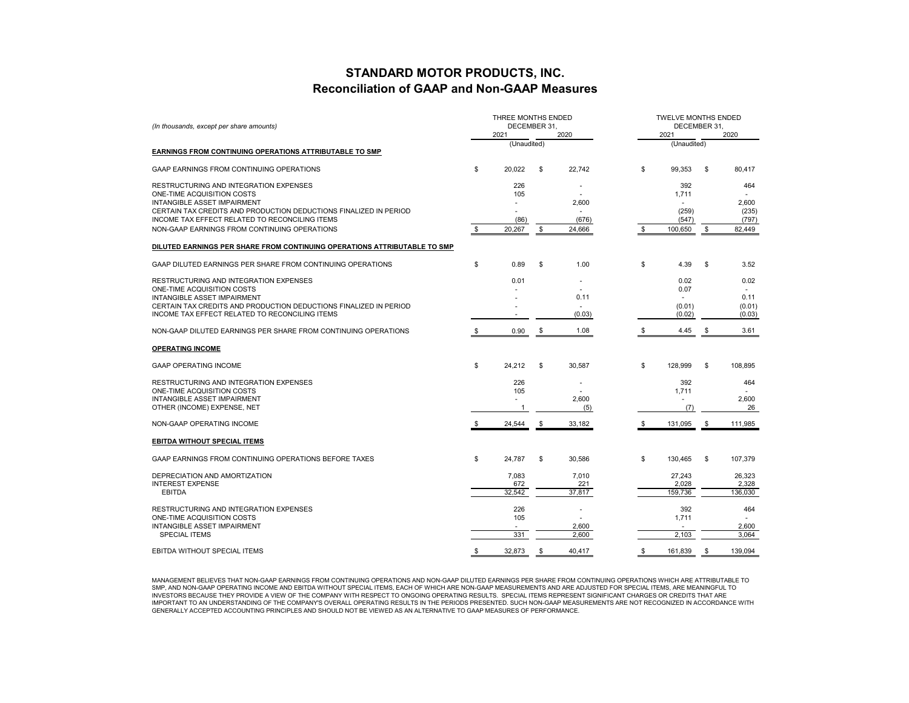# STANDARD MOTOR PRODUCTS, INC.
## Reconciliation of GAAP and Non-GAAP Measures

| *(In thousands, except per share amounts)* | THREE MONTHS ENDED DECEMBER 31, 2021 | 2020 | TWELVE MONTHS ENDED DECEMBER 31, 2021 | 2020 |
|---|---|---|---|---|
| | (Unaudited) | | (Unaudited) | |
| **EARNINGS FROM CONTINUING OPERATIONS ATTRIBUTABLE TO SMP** | | | | |
| GAAP EARNINGS FROM CONTINUING OPERATIONS | $ 20,022 | $ 22,742 | $ 99,353 | $ 80,417 |
| RESTRUCTURING AND INTEGRATION EXPENSES | 226 | - | 392 | 464 |
| ONE-TIME ACQUISITION COSTS | 105 | - | 1,711 | - |
| INTANGIBLE ASSET IMPAIRMENT | - | 2,600 | - | 2,600 |
| CERTAIN TAX CREDITS AND PRODUCTION DEDUCTIONS FINALIZED IN PERIOD | - | - | (259) | (235) |
| INCOME TAX EFFECT RELATED TO RECONCILING ITEMS | (86) | (676) | (547) | (797) |
| NON-GAAP EARNINGS FROM CONTINUING OPERATIONS | $ 20,267 | $ 24,666 | $ 100,650 | $ 82,449 |
| **DILUTED EARNINGS PER SHARE FROM CONTINUING OPERATIONS ATTRIBUTABLE TO SMP** | | | | |
| GAAP DILUTED EARNINGS PER SHARE FROM CONTINUING OPERATIONS | $ 0.89 | $ 1.00 | $ 4.39 | $ 3.52 |
| RESTRUCTURING AND INTEGRATION EXPENSES | 0.01 | - | 0.02 | 0.02 |
| ONE-TIME ACQUISITION COSTS | - | - | 0.07 | - |
| INTANGIBLE ASSET IMPAIRMENT | - | 0.11 | - | 0.11 |
| CERTAIN TAX CREDITS AND PRODUCTION DEDUCTIONS FINALIZED IN PERIOD | - | - | (0.01) | (0.01) |
| INCOME TAX EFFECT RELATED TO RECONCILING ITEMS | - | (0.03) | (0.02) | (0.03) |
| NON-GAAP DILUTED EARNINGS PER SHARE FROM CONTINUING OPERATIONS | $ 0.90 | $ 1.08 | $ 4.45 | $ 3.61 |
| **OPERATING INCOME** | | | | |
| GAAP OPERATING INCOME | $ 24,212 | $ 30,587 | $ 128,999 | $ 108,895 |
| RESTRUCTURING AND INTEGRATION EXPENSES | 226 | - | 392 | 464 |
| ONE-TIME ACQUISITION COSTS | 105 | - | 1,711 | - |
| INTANGIBLE ASSET IMPAIRMENT | - | 2,600 | - | 2,600 |
| OTHER (INCOME) EXPENSE, NET | 1 | (5) | (7) | 26 |
| NON-GAAP OPERATING INCOME | $ 24,544 | $ 33,182 | $ 131,095 | $ 111,985 |
| **EBITDA WITHOUT SPECIAL ITEMS** | | | | |
| GAAP EARNINGS FROM CONTINUING OPERATIONS BEFORE TAXES | $ 24,787 | $ 30,586 | $ 130,465 | $ 107,379 |
| DEPRECIATION AND AMORTIZATION | 7,083 | 7,010 | 27,243 | 26,323 |
| INTEREST EXPENSE | 672 | 221 | 2,028 | 2,328 |
| EBITDA | 32,542 | 37,817 | 159,736 | 136,030 |
| RESTRUCTURING AND INTEGRATION EXPENSES | 226 | - | 392 | 464 |
| ONE-TIME ACQUISITION COSTS | 105 | - | 1,711 | - |
| INTANGIBLE ASSET IMPAIRMENT | - | 2,600 | - | 2,600 |
| SPECIAL ITEMS | 331 | 2,600 | 2,103 | 3,064 |
| EBITDA WITHOUT SPECIAL ITEMS | $ 32,873 | $ 40,417 | $ 161,839 | $ 139,094 |

MANAGEMENT BELIEVES THAT NON-GAAP EARNINGS FROM CONTINUING OPERATIONS AND NON-GAAP DILUTED EARNINGS PER SHARE FROM CONTINUING OPERATIONS WHICH ARE ATTRIBUTABLE TO SMP, AND NON-GAAP OPERATING INCOME AND EBITDA WITHOUT SPECIAL ITEMS, EACH OF WHICH ARE NON-GAAP MEASUREMENTS AND ARE ADJUSTED FOR SPECIAL ITEMS, ARE MEANINGFUL TO INVESTORS BECAUSE THEY PROVIDE A VIEW OF THE COMPANY WITH RESPECT TO ONGOING OPERATING RESULTS. SPECIAL ITEMS REPRESENT SIGNIFICANT CHARGES OR CREDITS THAT ARE IMPORTANT TO AN UNDERSTANDING OF THE COMPANY'S OVERALL OPERATING RESULTS IN THE PERIODS PRESENTED. SUCH NON-GAAP MEASUREMENTS ARE NOT RECOGNIZED IN ACCORDANCE WITH GENERALLY ACCEPTED ACCOUNTING PRINCIPLES AND SHOULD NOT BE VIEWED AS AN ALTERNATIVE TO GAAP MEASURES OF PERFORMANCE.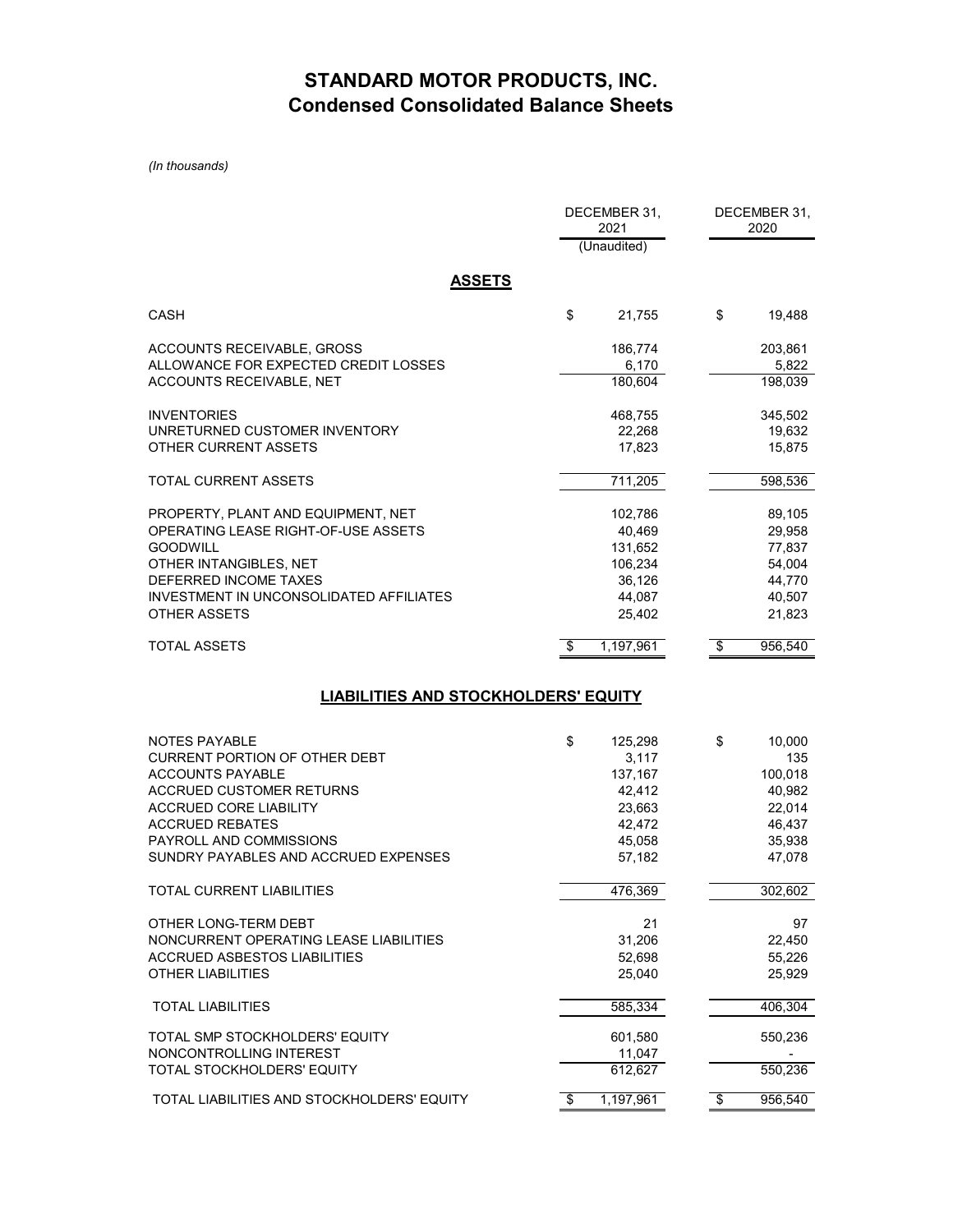# STANDARD MOTOR PRODUCTS, INC.
## Condensed Consolidated Balance Sheets

*(In thousands)*

| | DECEMBER 31, 2021 | DECEMBER 31, 2020 |
|---|---|---|
| | (Unaudited) | |
| **ASSETS** | | |
| CASH | $ 21,755 | $ 19,488 |
| ACCOUNTS RECEIVABLE, GROSS | 186,774 | 203,861 |
| ALLOWANCE FOR EXPECTED CREDIT LOSSES | 6,170 | 5,822 |
| ACCOUNTS RECEIVABLE, NET | 180,604 | 198,039 |
| INVENTORIES | 468,755 | 345,502 |
| UNRETURNED CUSTOMER INVENTORY | 22,268 | 19,632 |
| OTHER CURRENT ASSETS | 17,823 | 15,875 |
| TOTAL CURRENT ASSETS | 711,205 | 598,536 |
| PROPERTY, PLANT AND EQUIPMENT, NET | 102,786 | 89,105 |
| OPERATING LEASE RIGHT-OF-USE ASSETS | 40,469 | 29,958 |
| GOODWILL | 131,652 | 77,837 |
| OTHER INTANGIBLES, NET | 106,234 | 54,004 |
| DEFERRED INCOME TAXES | 36,126 | 44,770 |
| INVESTMENT IN UNCONSOLIDATED AFFILIATES | 44,087 | 40,507 |
| OTHER ASSETS | 25,402 | 21,823 |
| TOTAL ASSETS | $ 1,197,961 | $ 956,540 |
| **LIABILITIES AND STOCKHOLDERS' EQUITY** | | |
| NOTES PAYABLE | $ 125,298 | $ 10,000 |
| CURRENT PORTION OF OTHER DEBT | 3,117 | 135 |
| ACCOUNTS PAYABLE | 137,167 | 100,018 |
| ACCRUED CUSTOMER RETURNS | 42,412 | 40,982 |
| ACCRUED CORE LIABILITY | 23,663 | 22,014 |
| ACCRUED REBATES | 42,472 | 46,437 |
| PAYROLL AND COMMISSIONS | 45,058 | 35,938 |
| SUNDRY PAYABLES AND ACCRUED EXPENSES | 57,182 | 47,078 |
| TOTAL CURRENT LIABILITIES | 476,369 | 302,602 |
| OTHER LONG-TERM DEBT | 21 | 97 |
| NONCURRENT OPERATING LEASE LIABILITIES | 31,206 | 22,450 |
| ACCRUED ASBESTOS LIABILITIES | 52,698 | 55,226 |
| OTHER LIABILITIES | 25,040 | 25,929 |
| TOTAL LIABILITIES | 585,334 | 406,304 |
| TOTAL SMP STOCKHOLDERS' EQUITY | 601,580 | 550,236 |
| NONCONTROLLING INTEREST | 11,047 | - |
| TOTAL STOCKHOLDERS' EQUITY | 612,627 | 550,236 |
| TOTAL LIABILITIES AND STOCKHOLDERS' EQUITY | $ 1,197,961 | $ 956,540 |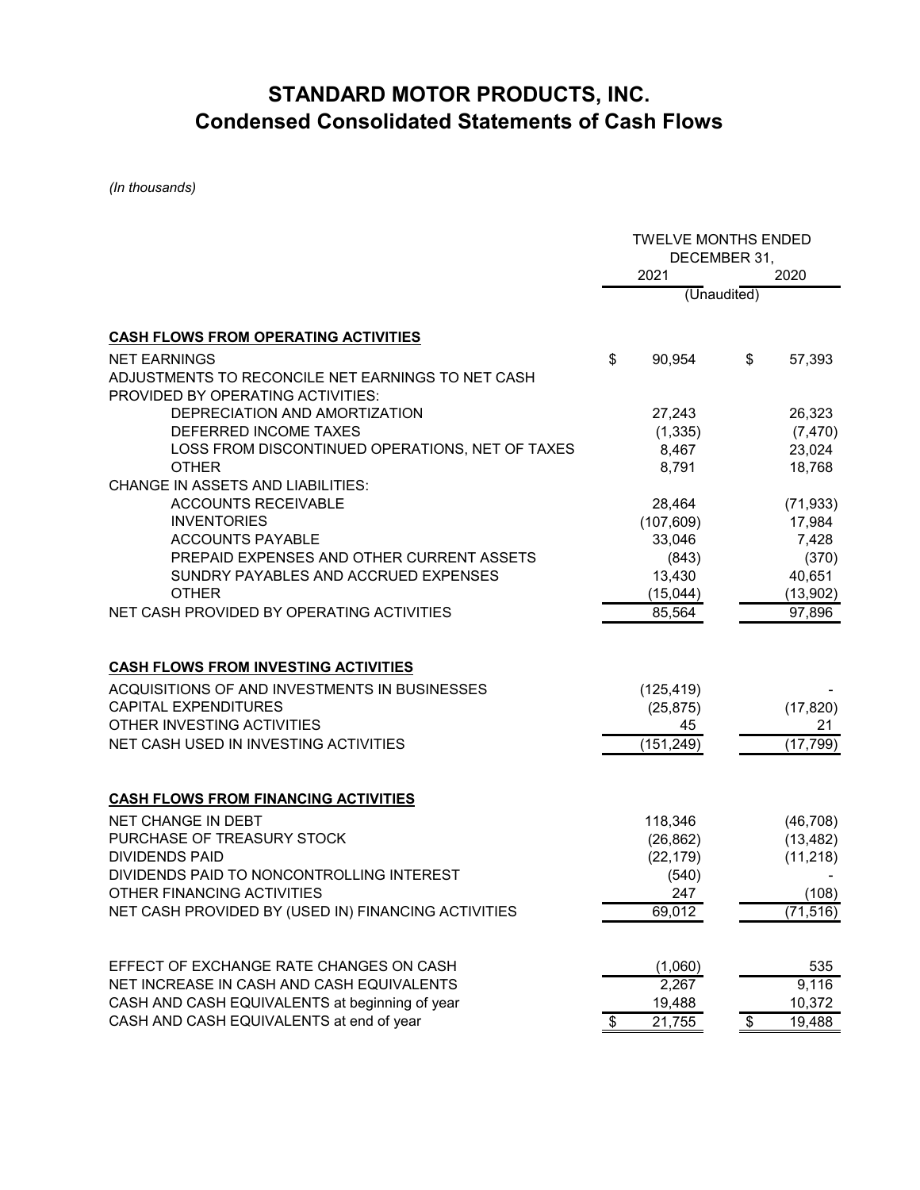# STANDARD MOTOR PRODUCTS, INC.
# Condensed Consolidated Statements of Cash Flows

*(In thousands)*

| | TWELVE MONTHS ENDED DECEMBER 31, | |
|---|---|---|
| | 2021 | 2020 |
| | (Unaudited) | |
| **CASH FLOWS FROM OPERATING ACTIVITIES** | | |
| NET EARNINGS | $ 90,954 | $ 57,393 |
| ADJUSTMENTS TO RECONCILE NET EARNINGS TO NET CASH PROVIDED BY OPERATING ACTIVITIES: | | |
| DEPRECIATION AND AMORTIZATION | 27,243 | 26,323 |
| DEFERRED INCOME TAXES | (1,335) | (7,470) |
| LOSS FROM DISCONTINUED OPERATIONS, NET OF TAXES | 8,467 | 23,024 |
| OTHER | 8,791 | 18,768 |
| CHANGE IN ASSETS AND LIABILITIES: | | |
| ACCOUNTS RECEIVABLE | 28,464 | (71,933) |
| INVENTORIES | (107,609) | 17,984 |
| ACCOUNTS PAYABLE | 33,046 | 7,428 |
| PREPAID EXPENSES AND OTHER CURRENT ASSETS | (843) | (370) |
| SUNDRY PAYABLES AND ACCRUED EXPENSES | 13,430 | 40,651 |
| OTHER | (15,044) | (13,902) |
| NET CASH PROVIDED BY OPERATING ACTIVITIES | 85,564 | 97,896 |
| **CASH FLOWS FROM INVESTING ACTIVITIES** | | |
| ACQUISITIONS OF AND INVESTMENTS IN BUSINESSES | (125,419) | - |
| CAPITAL EXPENDITURES | (25,875) | (17,820) |
| OTHER INVESTING ACTIVITIES | 45 | 21 |
| NET CASH USED IN INVESTING ACTIVITIES | (151,249) | (17,799) |
| **CASH FLOWS FROM FINANCING ACTIVITIES** | | |
| NET CHANGE IN DEBT | 118,346 | (46,708) |
| PURCHASE OF TREASURY STOCK | (26,862) | (13,482) |
| DIVIDENDS PAID | (22,179) | (11,218) |
| DIVIDENDS PAID TO NONCONTROLLING INTEREST | (540) | - |
| OTHER FINANCING ACTIVITIES | 247 | (108) |
| NET CASH PROVIDED BY (USED IN) FINANCING ACTIVITIES | 69,012 | (71,516) |
| EFFECT OF EXCHANGE RATE CHANGES ON CASH | (1,060) | 535 |
| NET INCREASE IN CASH AND CASH EQUIVALENTS | 2,267 | 9,116 |
| CASH AND CASH EQUIVALENTS at beginning of year | 19,488 | 10,372 |
| CASH AND CASH EQUIVALENTS at end of year | $ 21,755 | $ 19,488 |